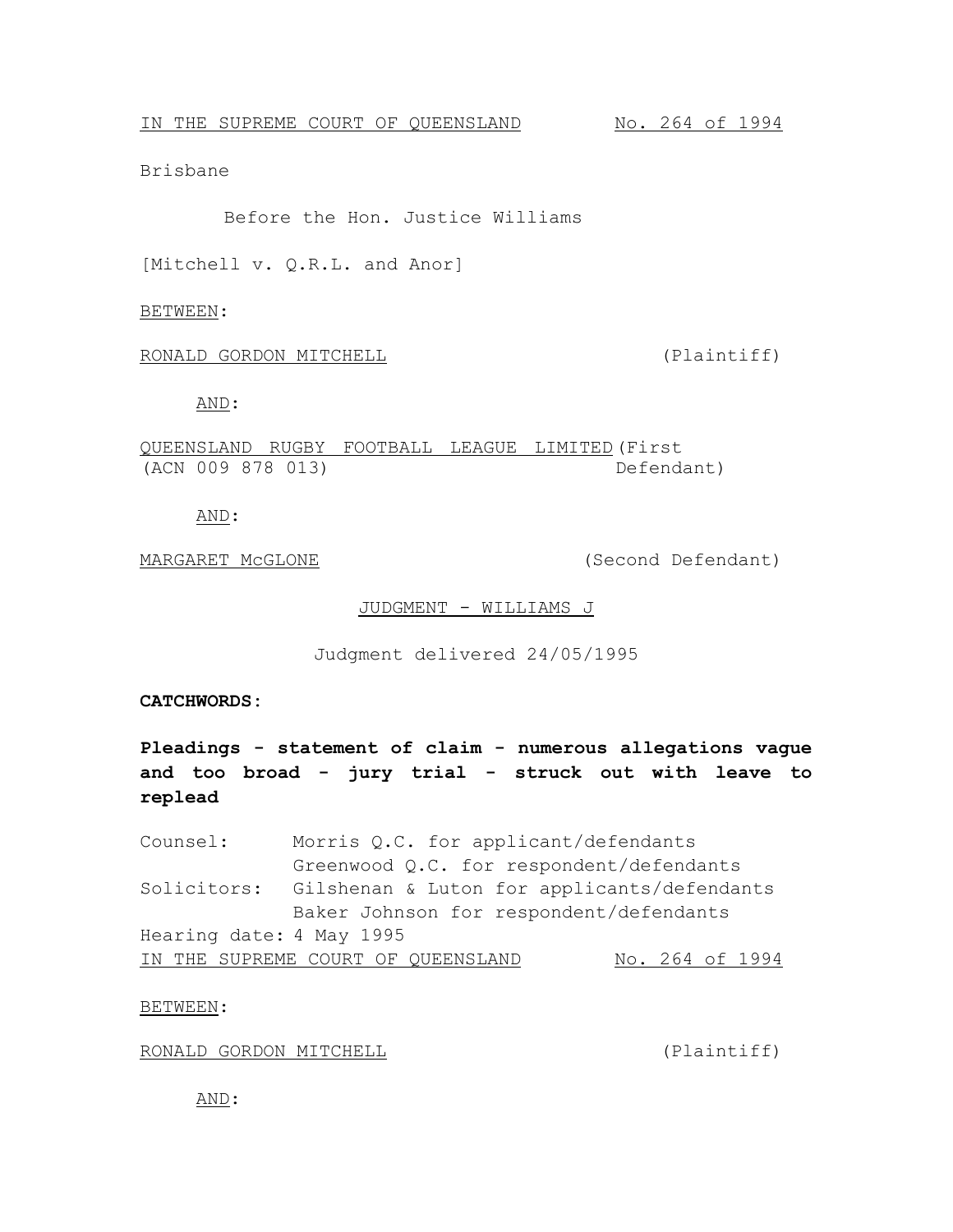IN THE SUPREME COURT OF QUEENSLAND No. 264 of 1994

Brisbane

Before the Hon. Justice Williams

[Mitchell v. Q.R.L. and Anor]

BETWEEN:

RONALD GORDON MITCHELL (Plaintiff)

AND:

QUEENSLAND RUGBY FOOTBALL LEAGUE LIMITED (ACN 009 878 013) (First Defendant)

AND:

MARGARET McGLONE (Second Defendant)

JUDGMENT - WILLIAMS J

Judgment delivered 24/05/1995

**CATCHWORDS:**

**Pleadings - statement of claim - numerous allegations vague and too broad - jury trial - struck out with leave to replead**

Counsel: Morris Q.C. for applicant/defendants
Greenwood Q.C. for respondent/defendants

Solicitors: Gilshenan & Luton for applicants/defendants
Baker Johnson for respondent/defendants

Hearing date: 4 May 1995

IN THE SUPREME COURT OF QUEENSLAND No. 264 of 1994

BETWEEN:

RONALD GORDON MITCHELL (Plaintiff)

AND: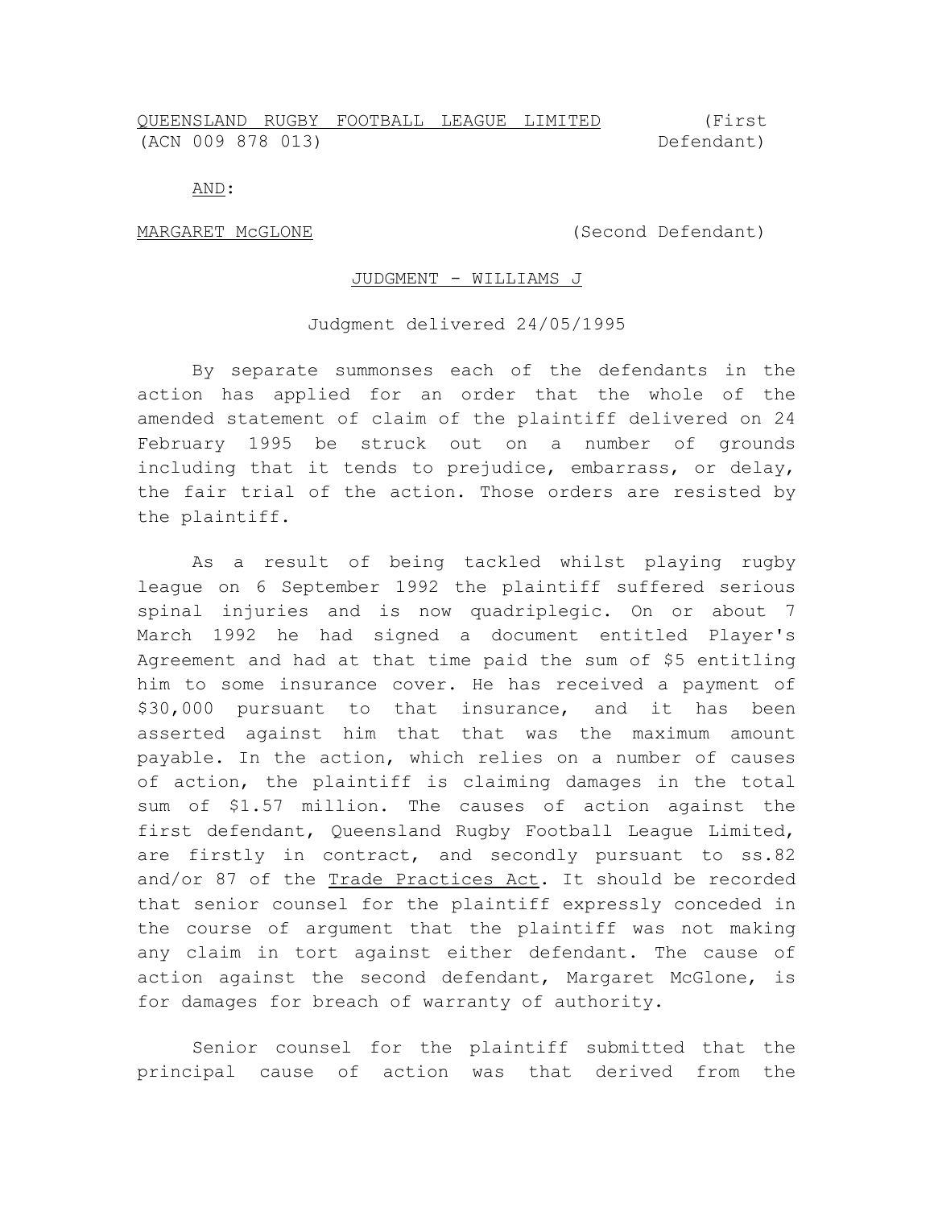QUEENSLAND RUGBY FOOTBALL LEAGUE LIMITED (ACN 009 878 013) (First Defendant)

AND:

MARGARET McGLONE (Second Defendant)

JUDGMENT - WILLIAMS J

Judgment delivered 24/05/1995

By separate summonses each of the defendants in the action has applied for an order that the whole of the amended statement of claim of the plaintiff delivered on 24 February 1995 be struck out on a number of grounds including that it tends to prejudice, embarrass, or delay, the fair trial of the action. Those orders are resisted by the plaintiff.

As a result of being tackled whilst playing rugby league on 6 September 1992 the plaintiff suffered serious spinal injuries and is now quadriplegic. On or about 7 March 1992 he had signed a document entitled Player's Agreement and had at that time paid the sum of $5 entitling him to some insurance cover. He has received a payment of $30,000 pursuant to that insurance, and it has been asserted against him that that was the maximum amount payable. In the action, which relies on a number of causes of action, the plaintiff is claiming damages in the total sum of $1.57 million. The causes of action against the first defendant, Queensland Rugby Football League Limited, are firstly in contract, and secondly pursuant to ss.82 and/or 87 of the Trade Practices Act. It should be recorded that senior counsel for the plaintiff expressly conceded in the course of argument that the plaintiff was not making any claim in tort against either defendant. The cause of action against the second defendant, Margaret McGlone, is for damages for breach of warranty of authority.

Senior counsel for the plaintiff submitted that the principal cause of action was that derived from the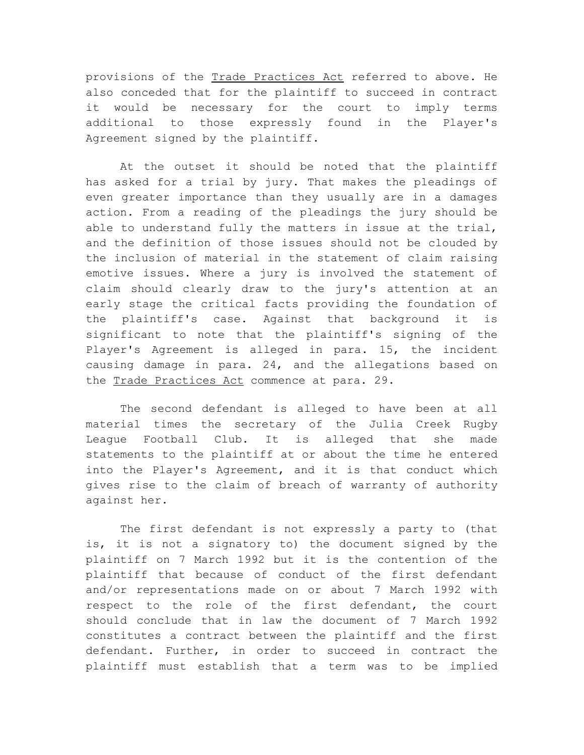provisions of the Trade Practices Act referred to above. He also conceded that for the plaintiff to succeed in contract it would be necessary for the court to imply terms additional to those expressly found in the Player's Agreement signed by the plaintiff.

At the outset it should be noted that the plaintiff has asked for a trial by jury. That makes the pleadings of even greater importance than they usually are in a damages action. From a reading of the pleadings the jury should be able to understand fully the matters in issue at the trial, and the definition of those issues should not be clouded by the inclusion of material in the statement of claim raising emotive issues. Where a jury is involved the statement of claim should clearly draw to the jury's attention at an early stage the critical facts providing the foundation of the plaintiff's case. Against that background it is significant to note that the plaintiff's signing of the Player's Agreement is alleged in para. 15, the incident causing damage in para. 24, and the allegations based on the Trade Practices Act commence at para. 29.

The second defendant is alleged to have been at all material times the secretary of the Julia Creek Rugby League Football Club. It is alleged that she made statements to the plaintiff at or about the time he entered into the Player's Agreement, and it is that conduct which gives rise to the claim of breach of warranty of authority against her.

The first defendant is not expressly a party to (that is, it is not a signatory to) the document signed by the plaintiff on 7 March 1992 but it is the contention of the plaintiff that because of conduct of the first defendant and/or representations made on or about 7 March 1992 with respect to the role of the first defendant, the court should conclude that in law the document of 7 March 1992 constitutes a contract between the plaintiff and the first defendant. Further, in order to succeed in contract the plaintiff must establish that a term was to be implied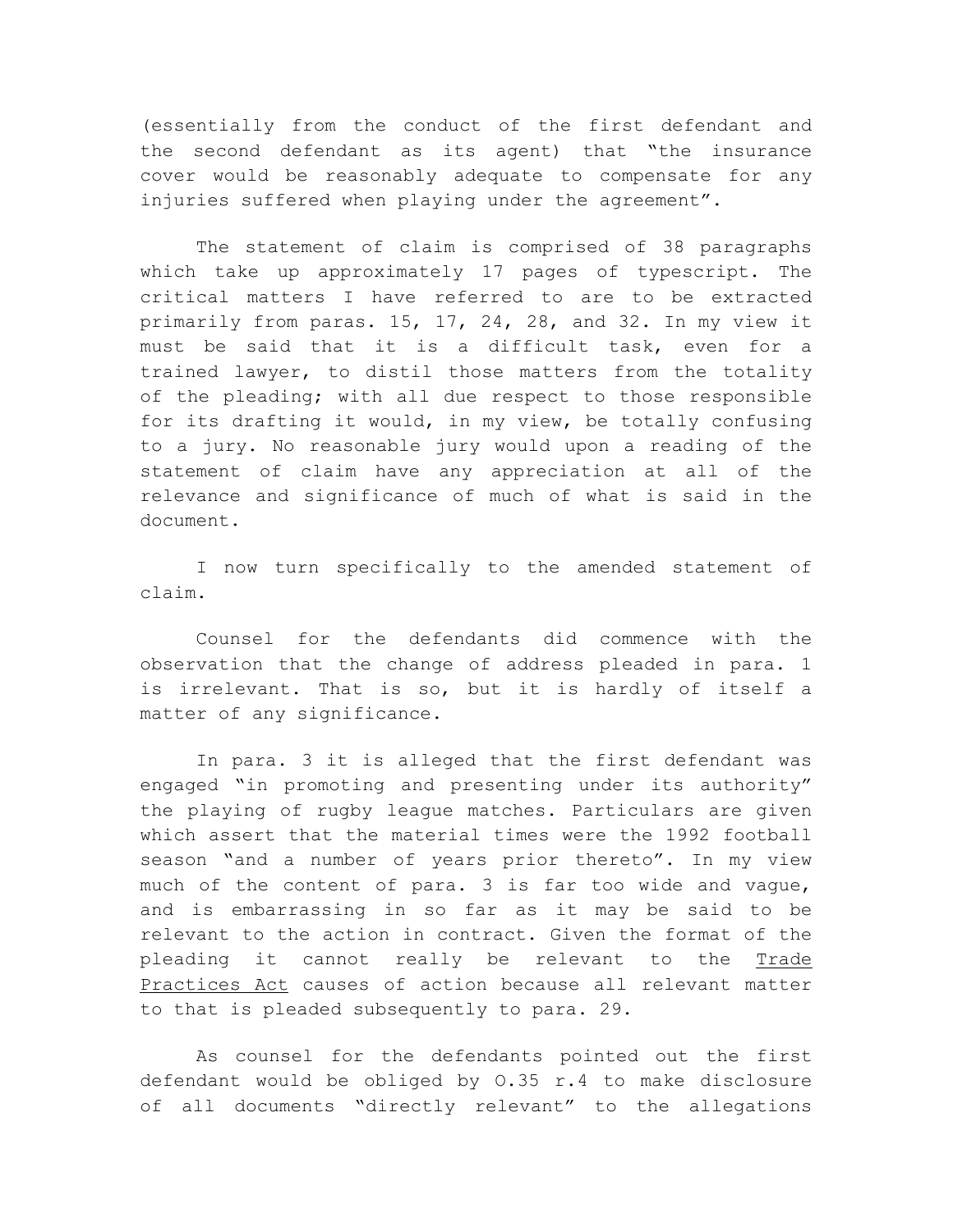(essentially from the conduct of the first defendant and the second defendant as its agent) that "the insurance cover would be reasonably adequate to compensate for any injuries suffered when playing under the agreement".

The statement of claim is comprised of 38 paragraphs which take up approximately 17 pages of typescript. The critical matters I have referred to are to be extracted primarily from paras. 15, 17, 24, 28, and 32. In my view it must be said that it is a difficult task, even for a trained lawyer, to distil those matters from the totality of the pleading; with all due respect to those responsible for its drafting it would, in my view, be totally confusing to a jury. No reasonable jury would upon a reading of the statement of claim have any appreciation at all of the relevance and significance of much of what is said in the document.

I now turn specifically to the amended statement of claim.

Counsel for the defendants did commence with the observation that the change of address pleaded in para. 1 is irrelevant. That is so, but it is hardly of itself a matter of any significance.

In para. 3 it is alleged that the first defendant was engaged "in promoting and presenting under its authority" the playing of rugby league matches. Particulars are given which assert that the material times were the 1992 football season "and a number of years prior thereto". In my view much of the content of para. 3 is far too wide and vague, and is embarrassing in so far as it may be said to be relevant to the action in contract. Given the format of the pleading it cannot really be relevant to the Trade Practices Act causes of action because all relevant matter to that is pleaded subsequently to para. 29.

As counsel for the defendants pointed out the first defendant would be obliged by O.35 r.4 to make disclosure of all documents "directly relevant" to the allegations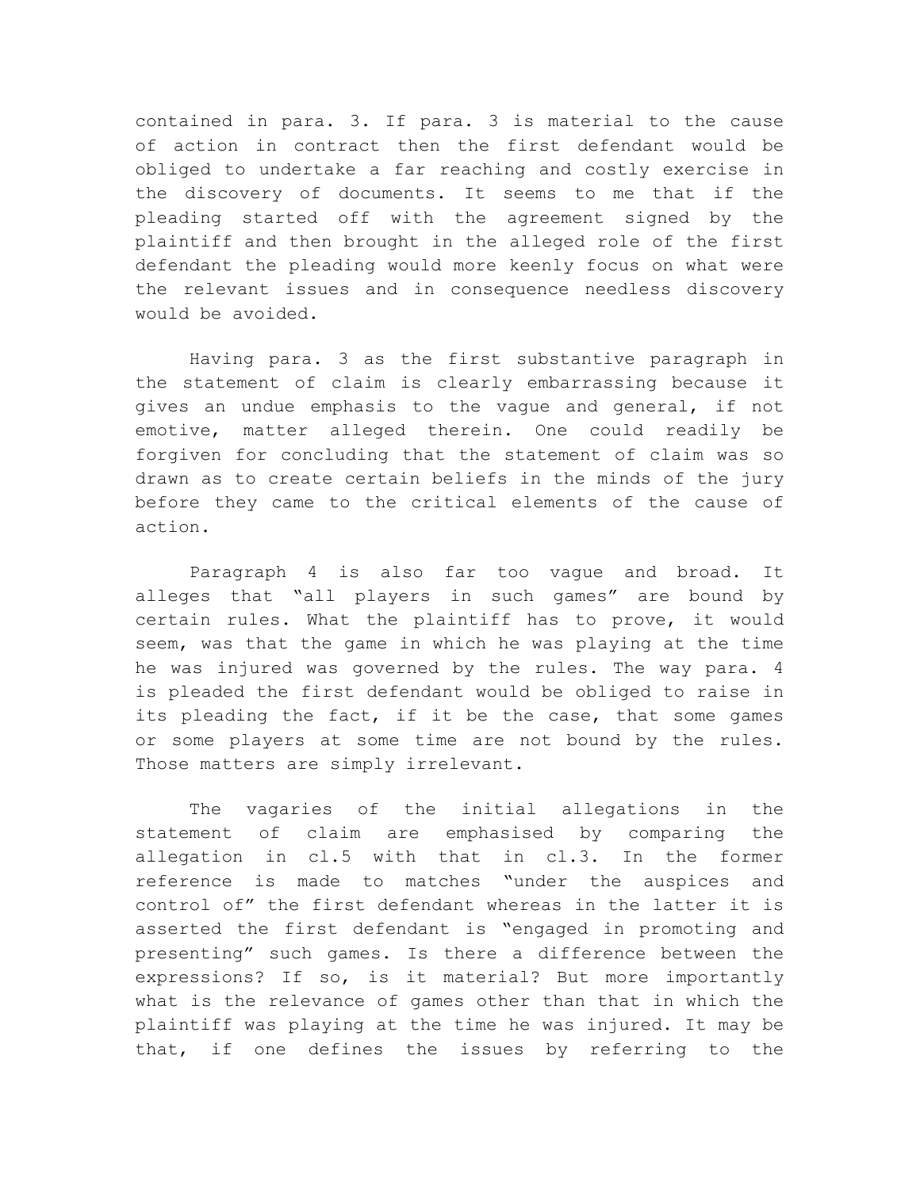contained in para. 3. If para. 3 is material to the cause of action in contract then the first defendant would be obliged to undertake a far reaching and costly exercise in the discovery of documents. It seems to me that if the pleading started off with the agreement signed by the plaintiff and then brought in the alleged role of the first defendant the pleading would more keenly focus on what were the relevant issues and in consequence needless discovery would be avoided.

Having para. 3 as the first substantive paragraph in the statement of claim is clearly embarrassing because it gives an undue emphasis to the vague and general, if not emotive, matter alleged therein. One could readily be forgiven for concluding that the statement of claim was so drawn as to create certain beliefs in the minds of the jury before they came to the critical elements of the cause of action.

Paragraph 4 is also far too vague and broad. It alleges that "all players in such games" are bound by certain rules. What the plaintiff has to prove, it would seem, was that the game in which he was playing at the time he was injured was governed by the rules. The way para. 4 is pleaded the first defendant would be obliged to raise in its pleading the fact, if it be the case, that some games or some players at some time are not bound by the rules. Those matters are simply irrelevant.

The vagaries of the initial allegations in the statement of claim are emphasised by comparing the allegation in cl.5 with that in cl.3. In the former reference is made to matches "under the auspices and control of" the first defendant whereas in the latter it is asserted the first defendant is "engaged in promoting and presenting" such games. Is there a difference between the expressions? If so, is it material? But more importantly what is the relevance of games other than that in which the plaintiff was playing at the time he was injured. It may be that, if one defines the issues by referring to the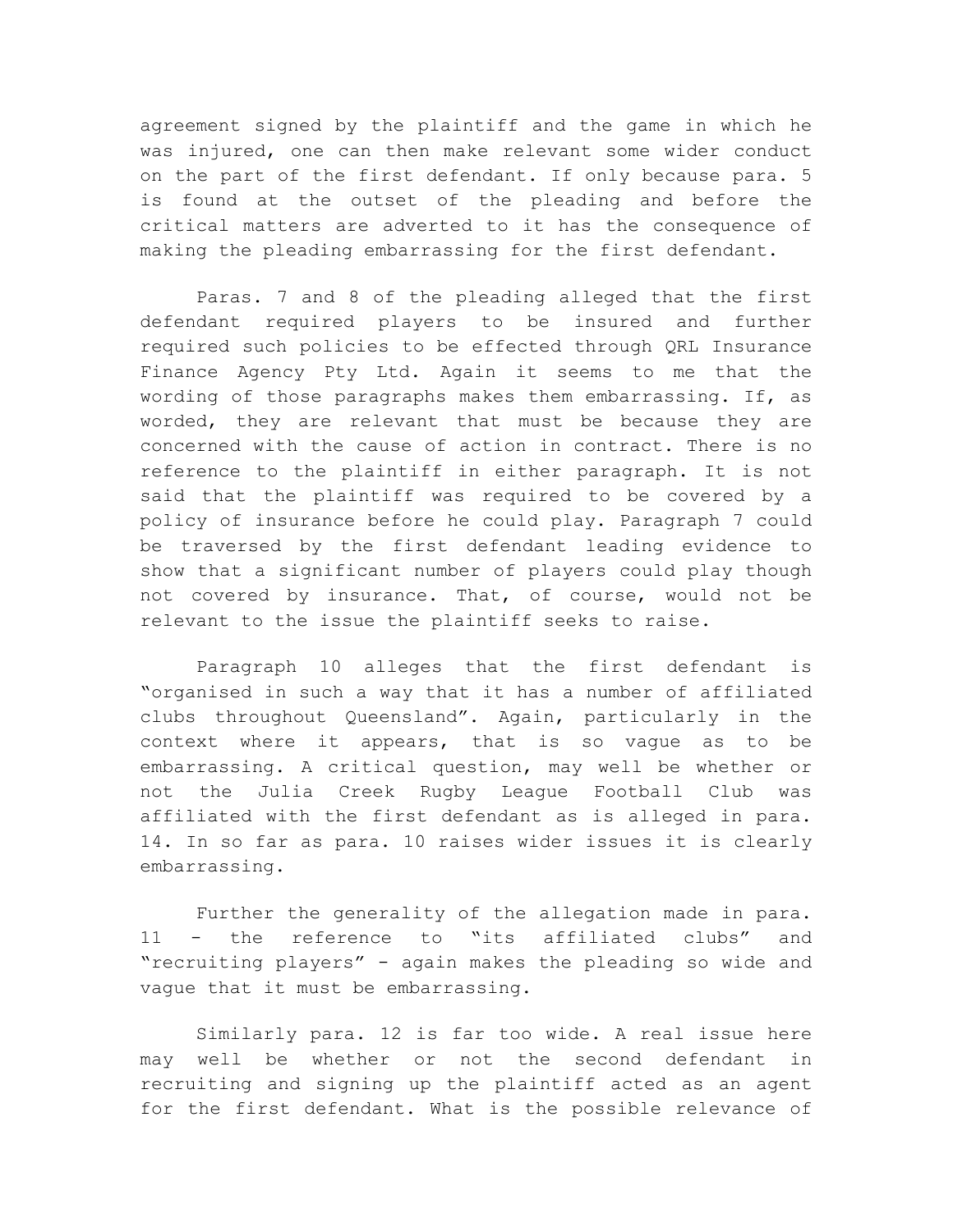agreement signed by the plaintiff and the game in which he was injured, one can then make relevant some wider conduct on the part of the first defendant. If only because para. 5 is found at the outset of the pleading and before the critical matters are adverted to it has the consequence of making the pleading embarrassing for the first defendant.

Paras. 7 and 8 of the pleading alleged that the first defendant required players to be insured and further required such policies to be effected through QRL Insurance Finance Agency Pty Ltd. Again it seems to me that the wording of those paragraphs makes them embarrassing. If, as worded, they are relevant that must be because they are concerned with the cause of action in contract. There is no reference to the plaintiff in either paragraph. It is not said that the plaintiff was required to be covered by a policy of insurance before he could play. Paragraph 7 could be traversed by the first defendant leading evidence to show that a significant number of players could play though not covered by insurance. That, of course, would not be relevant to the issue the plaintiff seeks to raise.

Paragraph 10 alleges that the first defendant is "organised in such a way that it has a number of affiliated clubs throughout Queensland". Again, particularly in the context where it appears, that is so vague as to be embarrassing. A critical question, may well be whether or not the Julia Creek Rugby League Football Club was affiliated with the first defendant as is alleged in para. 14. In so far as para. 10 raises wider issues it is clearly embarrassing.

Further the generality of the allegation made in para. 11 - the reference to "its affiliated clubs" and "recruiting players" - again makes the pleading so wide and vague that it must be embarrassing.

Similarly para. 12 is far too wide. A real issue here may well be whether or not the second defendant in recruiting and signing up the plaintiff acted as an agent for the first defendant. What is the possible relevance of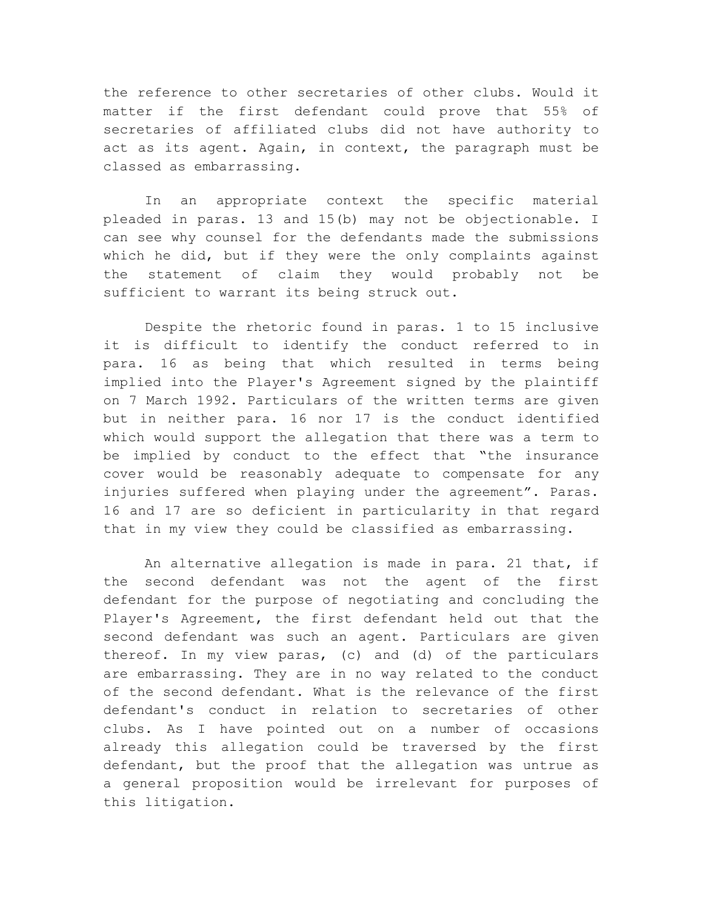the reference to other secretaries of other clubs. Would it matter if the first defendant could prove that 55% of secretaries of affiliated clubs did not have authority to act as its agent. Again, in context, the paragraph must be classed as embarrassing.

In an appropriate context the specific material pleaded in paras. 13 and 15(b) may not be objectionable. I can see why counsel for the defendants made the submissions which he did, but if they were the only complaints against the statement of claim they would probably not be sufficient to warrant its being struck out.

Despite the rhetoric found in paras. 1 to 15 inclusive it is difficult to identify the conduct referred to in para. 16 as being that which resulted in terms being implied into the Player's Agreement signed by the plaintiff on 7 March 1992. Particulars of the written terms are given but in neither para. 16 nor 17 is the conduct identified which would support the allegation that there was a term to be implied by conduct to the effect that "the insurance cover would be reasonably adequate to compensate for any injuries suffered when playing under the agreement". Paras. 16 and 17 are so deficient in particularity in that regard that in my view they could be classified as embarrassing.

An alternative allegation is made in para. 21 that, if the second defendant was not the agent of the first defendant for the purpose of negotiating and concluding the Player's Agreement, the first defendant held out that the second defendant was such an agent. Particulars are given thereof. In my view paras, (c) and (d) of the particulars are embarrassing. They are in no way related to the conduct of the second defendant. What is the relevance of the first defendant's conduct in relation to secretaries of other clubs. As I have pointed out on a number of occasions already this allegation could be traversed by the first defendant, but the proof that the allegation was untrue as a general proposition would be irrelevant for purposes of this litigation.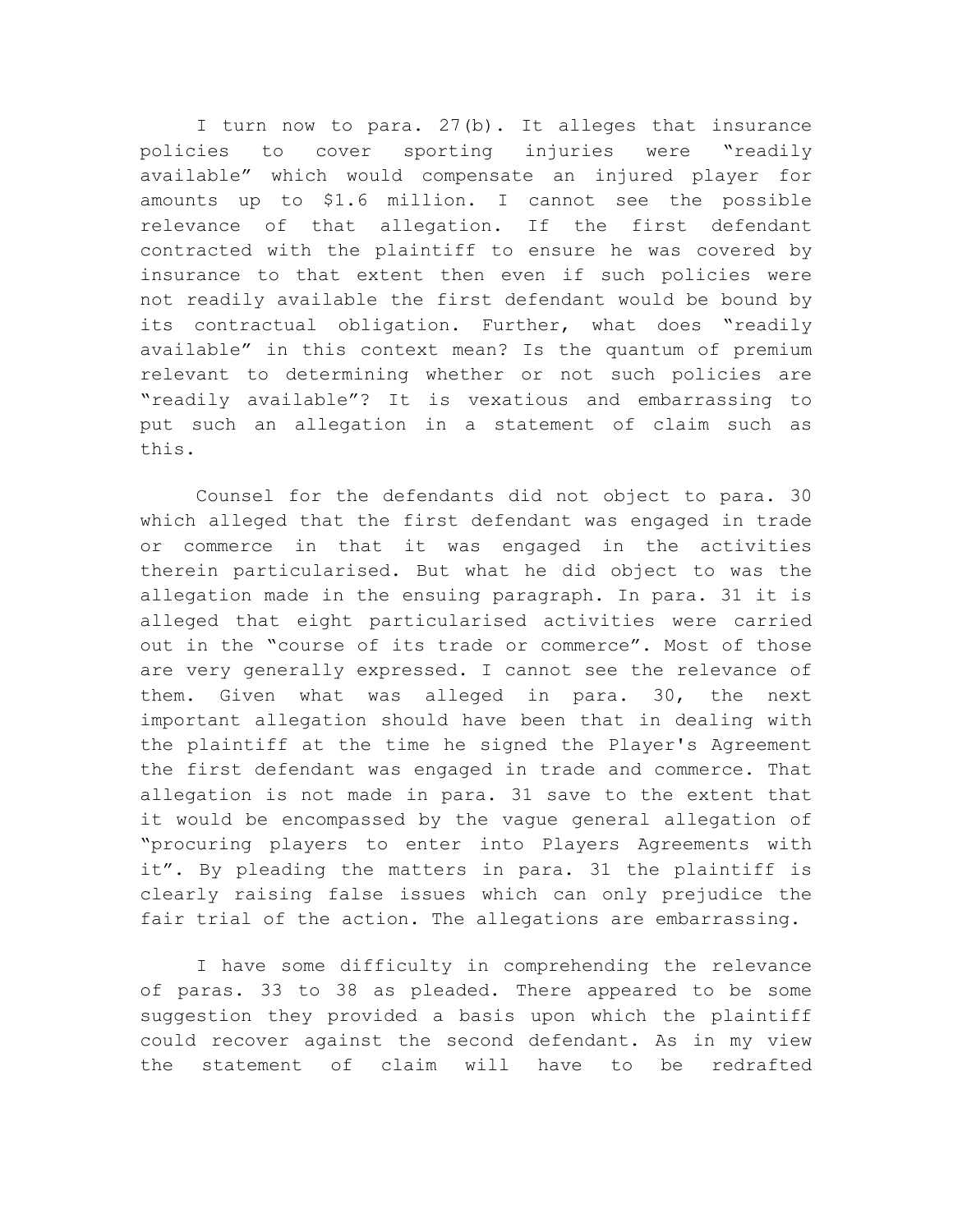I turn now to para. 27(b). It alleges that insurance policies to cover sporting injuries were "readily available" which would compensate an injured player for amounts up to $1.6 million. I cannot see the possible relevance of that allegation. If the first defendant contracted with the plaintiff to ensure he was covered by insurance to that extent then even if such policies were not readily available the first defendant would be bound by its contractual obligation. Further, what does "readily available" in this context mean? Is the quantum of premium relevant to determining whether or not such policies are "readily available"? It is vexatious and embarrassing to put such an allegation in a statement of claim such as this.

Counsel for the defendants did not object to para. 30 which alleged that the first defendant was engaged in trade or commerce in that it was engaged in the activities therein particularised. But what he did object to was the allegation made in the ensuing paragraph. In para. 31 it is alleged that eight particularised activities were carried out in the "course of its trade or commerce". Most of those are very generally expressed. I cannot see the relevance of them. Given what was alleged in para. 30, the next important allegation should have been that in dealing with the plaintiff at the time he signed the Player's Agreement the first defendant was engaged in trade and commerce. That allegation is not made in para. 31 save to the extent that it would be encompassed by the vague general allegation of "procuring players to enter into Players Agreements with it". By pleading the matters in para. 31 the plaintiff is clearly raising false issues which can only prejudice the fair trial of the action. The allegations are embarrassing.

I have some difficulty in comprehending the relevance of paras. 33 to 38 as pleaded. There appeared to be some suggestion they provided a basis upon which the plaintiff could recover against the second defendant. As in my view the statement of claim will have to be redrafted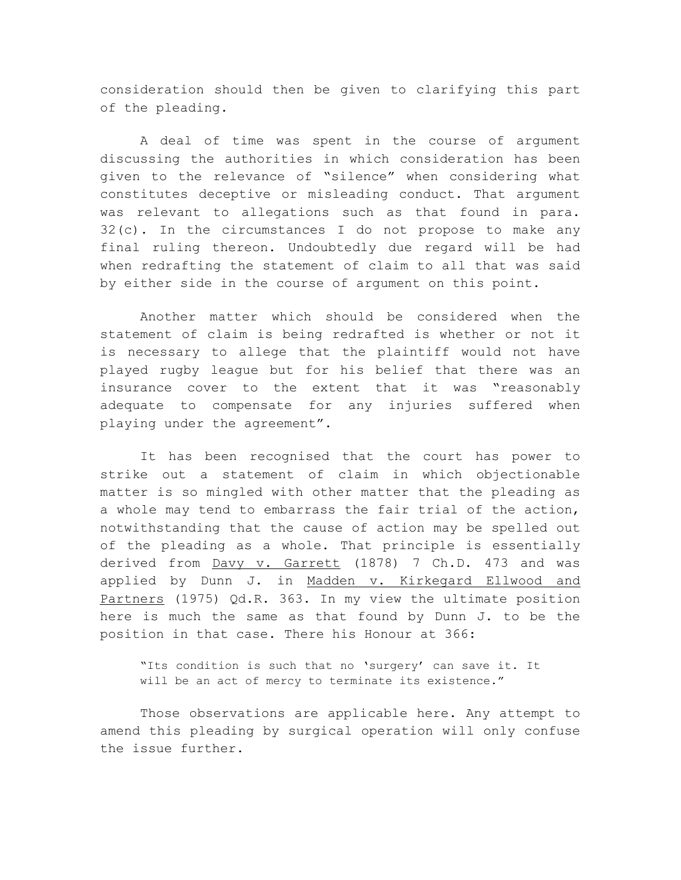consideration should then be given to clarifying this part of the pleading.

A deal of time was spent in the course of argument discussing the authorities in which consideration has been given to the relevance of "silence" when considering what constitutes deceptive or misleading conduct. That argument was relevant to allegations such as that found in para. 32(c). In the circumstances I do not propose to make any final ruling thereon. Undoubtedly due regard will be had when redrafting the statement of claim to all that was said by either side in the course of argument on this point.

Another matter which should be considered when the statement of claim is being redrafted is whether or not it is necessary to allege that the plaintiff would not have played rugby league but for his belief that there was an insurance cover to the extent that it was "reasonably adequate to compensate for any injuries suffered when playing under the agreement".

It has been recognised that the court has power to strike out a statement of claim in which objectionable matter is so mingled with other matter that the pleading as a whole may tend to embarrass the fair trial of the action, notwithstanding that the cause of action may be spelled out of the pleading as a whole. That principle is essentially derived from <u>Davy v. Garrett</u> (1878) 7 Ch.D. 473 and was applied by Dunn J. in <u>Madden v. Kirkegard Ellwood and Partners</u> (1975) Qd.R. 363. In my view the ultimate position here is much the same as that found by Dunn J. to be the position in that case. There his Honour at 366:

> "Its condition is such that no 'surgery' can save it. It will be an act of mercy to terminate its existence."

Those observations are applicable here. Any attempt to amend this pleading by surgical operation will only confuse the issue further.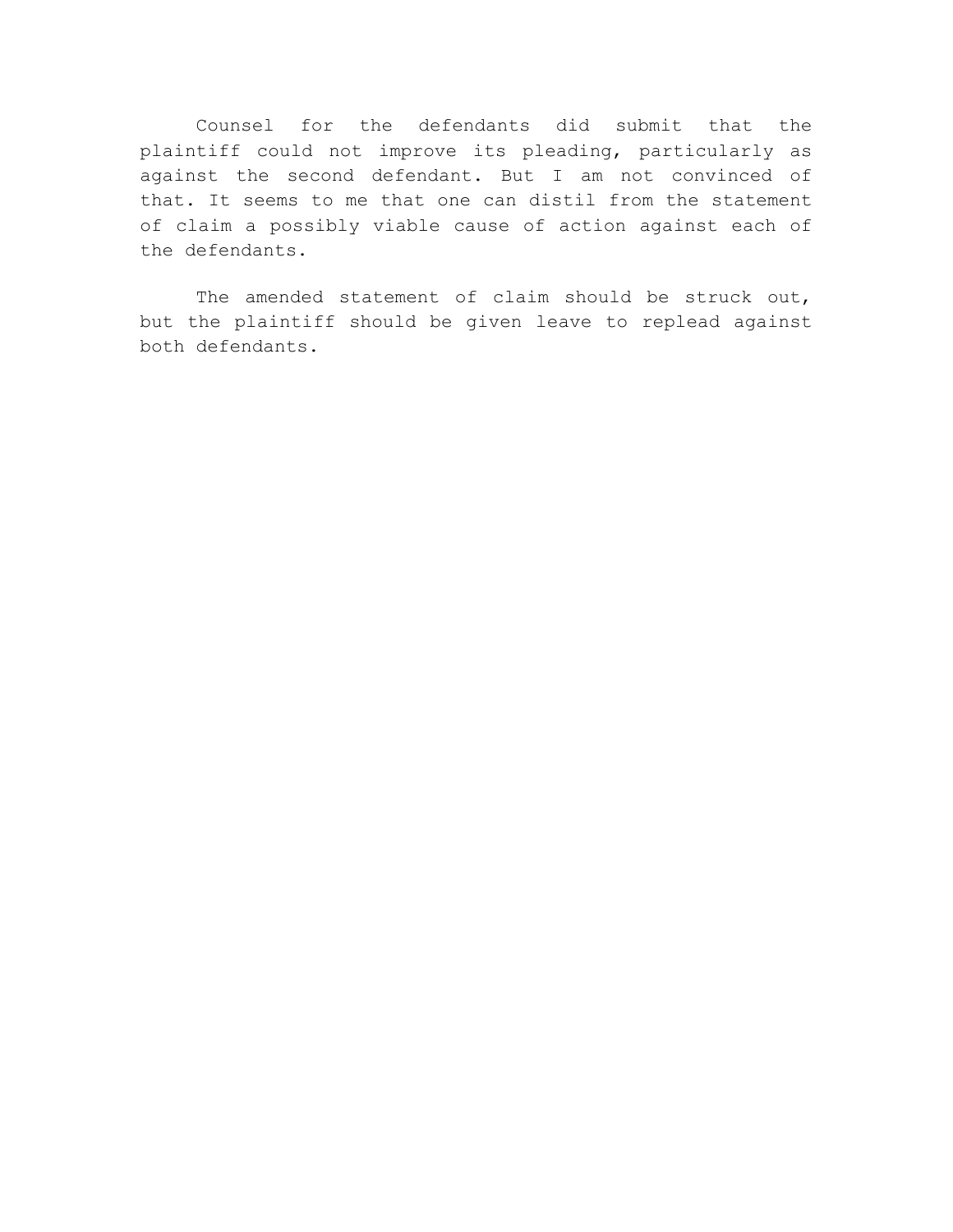Counsel for the defendants did submit that the plaintiff could not improve its pleading, particularly as against the second defendant. But I am not convinced of that. It seems to me that one can distil from the statement of claim a possibly viable cause of action against each of the defendants.

The amended statement of claim should be struck out, but the plaintiff should be given leave to replead against both defendants.